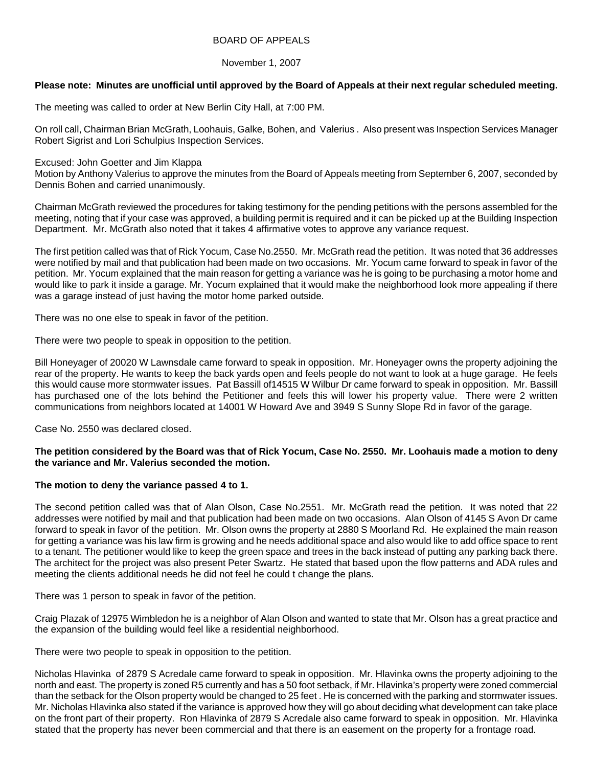# BOARD OF APPEALS

November 1, 2007

**Please note: Minutes are unofficial until approved by the Board of Appeals at their next regular scheduled meeting.**

The meeting was called to order at New Berlin City Hall, at 7:00 PM.

On roll call, Chairman Brian McGrath, Loohauis, Galke, Bohen, and Valerius . Also present was Inspection Services Manager Robert Sigrist and Lori Schulpius Inspection Services.

Excused: John Goetter and Jim Klappa
Motion by Anthony Valerius to approve the minutes from the Board of Appeals meeting from September 6, 2007, seconded by Dennis Bohen and carried unanimously.

Chairman McGrath reviewed the procedures for taking testimony for the pending petitions with the persons assembled for the meeting, noting that if your case was approved, a building permit is required and it can be picked up at the Building Inspection Department. Mr. McGrath also noted that it takes 4 affirmative votes to approve any variance request.

The first petition called was that of Rick Yocum, Case No.2550. Mr. McGrath read the petition. It was noted that 36 addresses were notified by mail and that publication had been made on two occasions. Mr. Yocum came forward to speak in favor of the petition. Mr. Yocum explained that the main reason for getting a variance was he is going to be purchasing a motor home and would like to park it inside a garage. Mr. Yocum explained that it would make the neighborhood look more appealing if there was a garage instead of just having the motor home parked outside.

There was no one else to speak in favor of the petition.

There were two people to speak in opposition to the petition.

Bill Honeyager of 20020 W Lawnsdale came forward to speak in opposition. Mr. Honeyager owns the property adjoining the rear of the property. He wants to keep the back yards open and feels people do not want to look at a huge garage. He feels this would cause more stormwater issues. Pat Bassill of14515 W Wilbur Dr came forward to speak in opposition. Mr. Bassill has purchased one of the lots behind the Petitioner and feels this will lower his property value. There were 2 written communications from neighbors located at 14001 W Howard Ave and 3949 S Sunny Slope Rd in favor of the garage.

Case No. 2550 was declared closed.

**The petition considered by the Board was that of Rick Yocum, Case No. 2550. Mr. Loohauis made a motion to deny the variance and Mr. Valerius seconded the motion.**

**The motion to deny the variance passed 4 to 1.**

The second petition called was that of Alan Olson, Case No.2551. Mr. McGrath read the petition. It was noted that 22 addresses were notified by mail and that publication had been made on two occasions. Alan Olson of 4145 S Avon Dr came forward to speak in favor of the petition. Mr. Olson owns the property at 2880 S Moorland Rd. He explained the main reason for getting a variance was his law firm is growing and he needs additional space and also would like to add office space to rent to a tenant. The petitioner would like to keep the green space and trees in the back instead of putting any parking back there. The architect for the project was also present Peter Swartz. He stated that based upon the flow patterns and ADA rules and meeting the clients additional needs he did not feel he could t change the plans.

There was 1 person to speak in favor of the petition.

Craig Plazak of 12975 Wimbledon he is a neighbor of Alan Olson and wanted to state that Mr. Olson has a great practice and the expansion of the building would feel like a residential neighborhood.

There were two people to speak in opposition to the petition.

Nicholas Hlavinka of 2879 S Acredale came forward to speak in opposition. Mr. Hlavinka owns the property adjoining to the north and east. The property is zoned R5 currently and has a 50 foot setback, if Mr. Hlavinka's property were zoned commercial than the setback for the Olson property would be changed to 25 feet . He is concerned with the parking and stormwater issues. Mr. Nicholas Hlavinka also stated if the variance is approved how they will go about deciding what development can take place on the front part of their property. Ron Hlavinka of 2879 S Acredale also came forward to speak in opposition. Mr. Hlavinka stated that the property has never been commercial and that there is an easement on the property for a frontage road.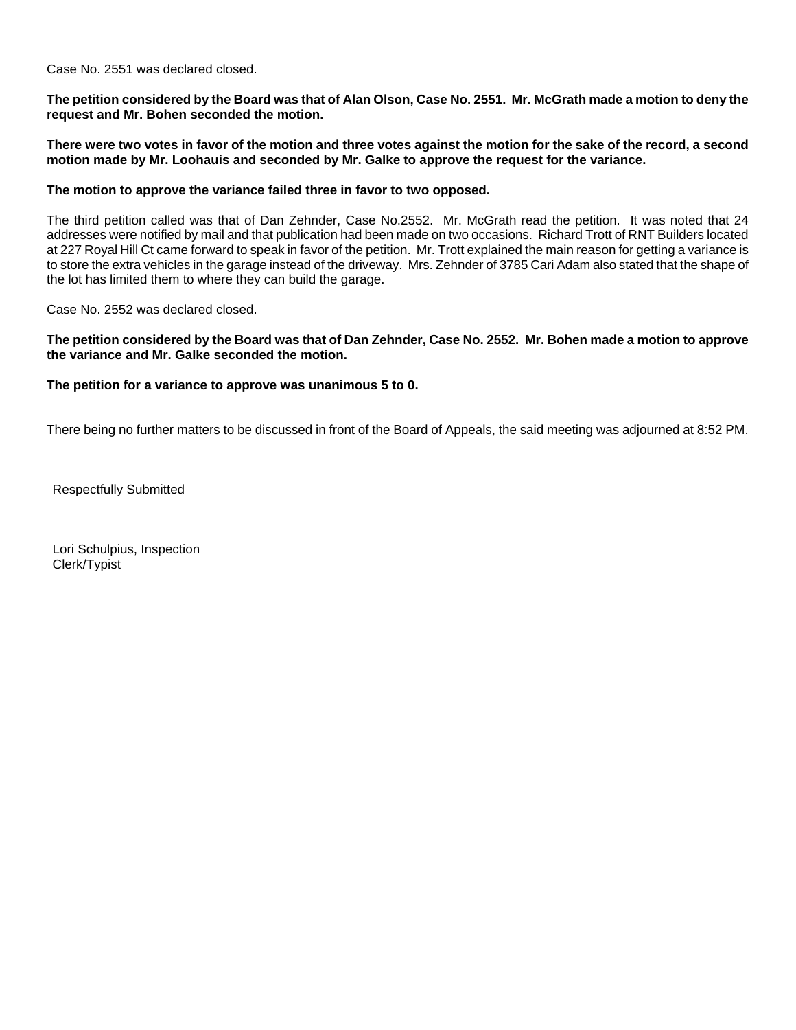Case No. 2551 was declared closed.

**The petition considered by the Board was that of Alan Olson, Case No. 2551. Mr. McGrath made a motion to deny the request and Mr. Bohen seconded the motion.**

**There were two votes in favor of the motion and three votes against the motion for the sake of the record, a second motion made by Mr. Loohauis and seconded by Mr. Galke to approve the request for the variance.**

**The motion to approve the variance failed three in favor to two opposed.**

The third petition called was that of Dan Zehnder, Case No.2552. Mr. McGrath read the petition. It was noted that 24 addresses were notified by mail and that publication had been made on two occasions. Richard Trott of RNT Builders located at 227 Royal Hill Ct came forward to speak in favor of the petition. Mr. Trott explained the main reason for getting a variance is to store the extra vehicles in the garage instead of the driveway. Mrs. Zehnder of 3785 Cari Adam also stated that the shape of the lot has limited them to where they can build the garage.

Case No. 2552 was declared closed.

**The petition considered by the Board was that of Dan Zehnder, Case No. 2552. Mr. Bohen made a motion to approve the variance and Mr. Galke seconded the motion.**

**The petition for a variance to approve was unanimous 5 to 0.**

There being no further matters to be discussed in front of the Board of Appeals, the said meeting was adjourned at 8:52 PM.

Respectfully Submitted

Lori Schulpius, Inspection
Clerk/Typist